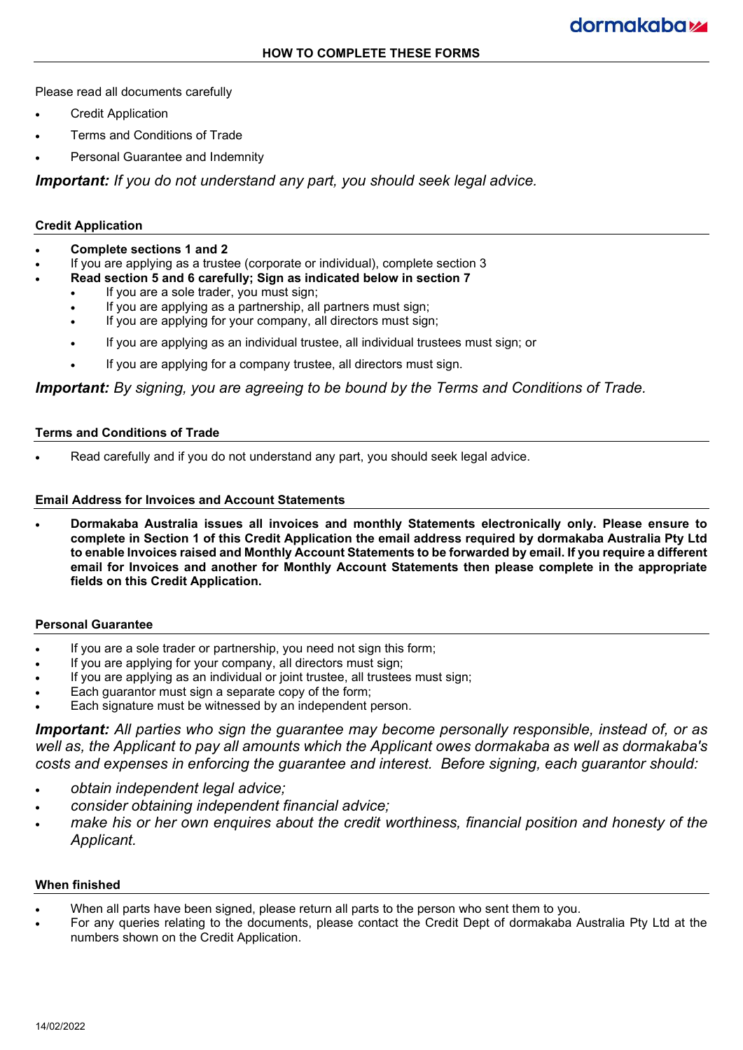# HOW TO COMPLETE THESE FORMS

Please read all documents carefully

- Credit Application
- Terms and Conditions of Trade
- Personal Guarantee and Indemnity

***Important:*** *If you do not understand any part, you should seek legal advice.*

## Credit Application

- **Complete sections 1 and 2**
- If you are applying as a trustee (corporate or individual), complete section 3
- **Read section 5 and 6 carefully; Sign as indicated below in section 7**
  - If you are a sole trader, you must sign;
  - If you are applying as a partnership, all partners must sign;
  - If you are applying for your company, all directors must sign;
  - If you are applying as an individual trustee, all individual trustees must sign; or
  - If you are applying for a company trustee, all directors must sign.

***Important:*** *By signing, you are agreeing to be bound by the Terms and Conditions of Trade.*

## Terms and Conditions of Trade

- Read carefully and if you do not understand any part, you should seek legal advice.

## Email Address for Invoices and Account Statements

- **Dormakaba Australia issues all invoices and monthly Statements electronically only. Please ensure to complete in Section 1 of this Credit Application the email address required by dormakaba Australia Pty Ltd to enable Invoices raised and Monthly Account Statements to be forwarded by email. If you require a different email for Invoices and another for Monthly Account Statements then please complete in the appropriate fields on this Credit Application.**

## Personal Guarantee

- If you are a sole trader or partnership, you need not sign this form;
- If you are applying for your company, all directors must sign;
- If you are applying as an individual or joint trustee, all trustees must sign;
- Each guarantor must sign a separate copy of the form;
- Each signature must be witnessed by an independent person.

***Important:*** *All parties who sign the guarantee may become personally responsible, instead of, or as well as, the Applicant to pay all amounts which the Applicant owes dormakaba as well as dormakaba's costs and expenses in enforcing the guarantee and interest. Before signing, each guarantor should:*

- *obtain independent legal advice;*
- *consider obtaining independent financial advice;*
- *make his or her own enquires about the credit worthiness, financial position and honesty of the Applicant.*

## When finished

- When all parts have been signed, please return all parts to the person who sent them to you.
- For any queries relating to the documents, please contact the Credit Dept of dormakaba Australia Pty Ltd at the numbers shown on the Credit Application.

14/02/2022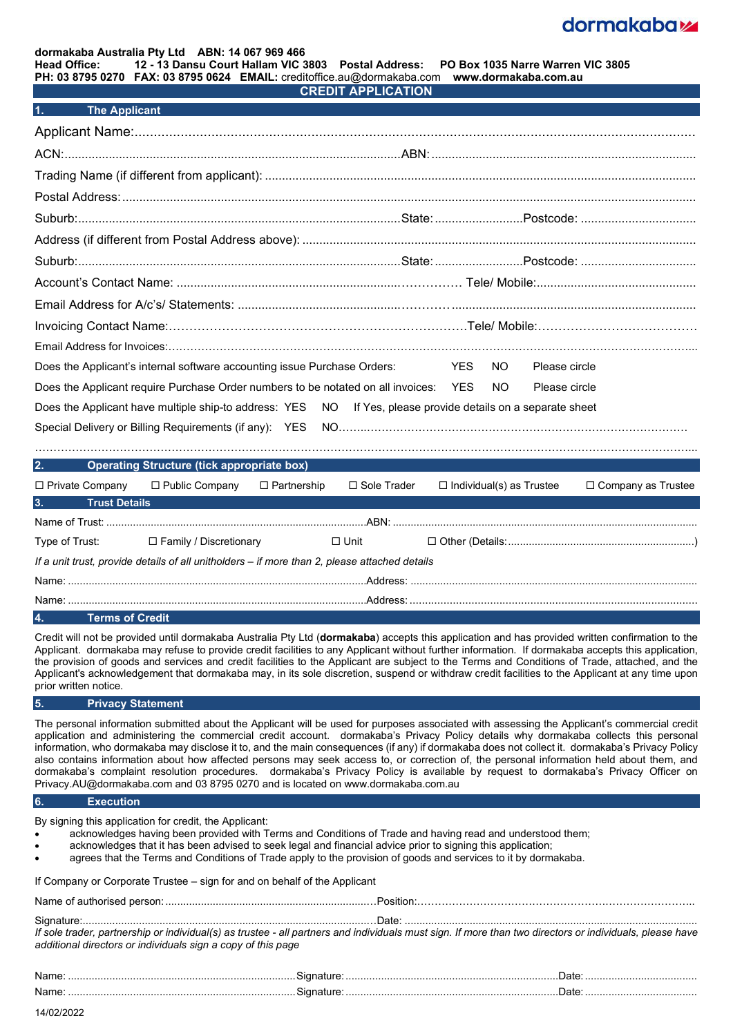dormakaba

**dormakaba Australia Pty Ltd ABN: 14 067 969 466**
**Head Office: 12 - 13 Dansu Court Hallam VIC 3803 Postal Address: PO Box 1035 Narre Warren VIC 3805**
**PH: 03 8795 0270 FAX: 03 8795 0624 EMAIL:** creditoffice.au@dormakaba.com **www.dormakaba.com.au**

# CREDIT APPLICATION

## 1. The Applicant

Applicant Name:.......................................................................................................................................

ACN:.........................................................................................ABN: ......................................................

Trading Name (if different from applicant): ..............................................................................................

Postal Address: .........................................................................................................................................

Suburb:..................................................................................State: ..........................Postcode: ..................................

Address (if different from Postal Address above): ...................................................................................

Suburb:..................................................................................State: ..........................Postcode: ..................................

Account's Contact Name: ...................................................................... Tele/ Mobile:...............................................

Email Address for A/c's/ Statements: .......................................................................................................

Invoicing Contact Name:…………………………………………………………………Tele/ Mobile:…………………………………

Email Address for Invoices:………………………………………………………………………………………………………………...

Does the Applicant's internal software accounting issue Purchase Orders: YES NO Please circle

Does the Applicant require Purchase Order numbers to be notated on all invoices: YES NO Please circle

Does the Applicant have multiple ship-to address: YES NO If Yes, please provide details on a separate sheet

Special Delivery or Billing Requirements (if any): YES NO……………………………………………………………………………

…………………………………………………………………………………………………………………………………………………...

## 2. Operating Structure (tick appropriate box)

☐ Private Company ☐ Public Company ☐ Partnership ☐ Sole Trader ☐ Individual(s) as Trustee ☐ Company as Trustee

## 3. Trust Details

Name of Trust: .........................................................................................ABN: ......................................................

Type of Trust: ☐ Family / Discretionary ☐ Unit ☐ Other (Details:..............................................................)

*If a unit trust, provide details of all unitholders – if more than 2, please attached details*

Name: .........................................................................................Address: ..............................................................

Name: .........................................................................................Address: ..............................................................

## 4. Terms of Credit

Credit will not be provided until dormakaba Australia Pty Ltd (**dormakaba**) accepts this application and has provided written confirmation to the Applicant. dormakaba may refuse to provide credit facilities to any Applicant without further information. If dormakaba accepts this application, the provision of goods and services and credit facilities to the Applicant are subject to the Terms and Conditions of Trade, attached, and the Applicant's acknowledgement that dormakaba may, in its sole discretion, suspend or withdraw credit facilities to the Applicant at any time upon prior written notice.

## 5. Privacy Statement

The personal information submitted about the Applicant will be used for purposes associated with assessing the Applicant's commercial credit application and administering the commercial credit account. dormakaba's Privacy Policy details why dormakaba collects this personal information, who dormakaba may disclose it to, and the main consequences (if any) if dormakaba does not collect it. dormakaba's Privacy Policy also contains information about how affected persons may seek access to, or correction of, the personal information held about them, and dormakaba's complaint resolution procedures. dormakaba's Privacy Policy is available by request to dormakaba's Privacy Officer on Privacy.AU@dormakaba.com and 03 8795 0270 and is located on www.dormakaba.com.au

## 6. Execution

By signing this application for credit, the Applicant:

- acknowledges having been provided with Terms and Conditions of Trade and having read and understood them;
- acknowledges that it has been advised to seek legal and financial advice prior to signing this application;
- agrees that the Terms and Conditions of Trade apply to the provision of goods and services to it by dormakaba.

If Company or Corporate Trustee – sign for and on behalf of the Applicant

Name of authorised person: ......................................................................Position:…………………………………………………………………..

Signature:.........................................................................................Date: ..............................................................

*If sole trader, partnership or individual(s) as trustee - all partners and individuals must sign. If more than two directors or individuals, please have additional directors or individuals sign a copy of this page*

Name: ...........................................................Signature: ......................................................Date: ..................................

Name: ...........................................................Signature: ......................................................Date: ..................................

14/02/2022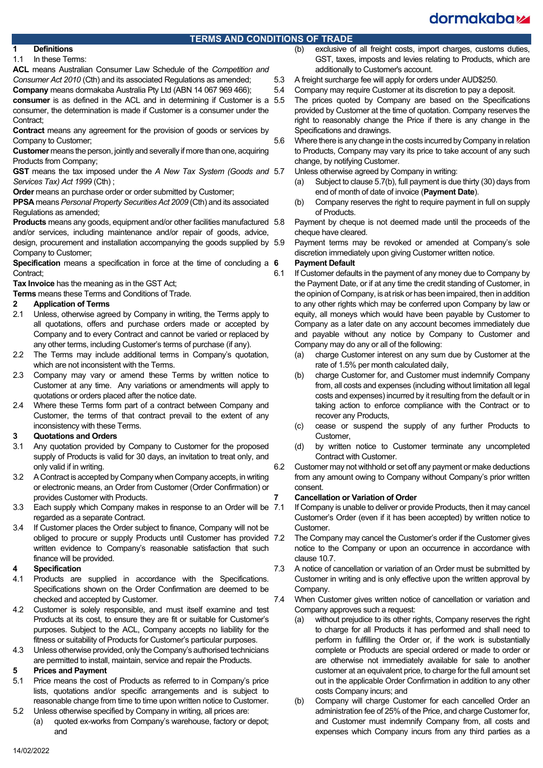## TERMS AND CONDITIONS OF TRADE

### 1 Definitions

1.1 In these Terms:

**ACL** means Australian Consumer Law Schedule of the *Competition and Consumer Act 2010* (Cth) and its associated Regulations as amended;

**Company** means dormakaba Australia Pty Ltd (ABN 14 067 969 466);

**consumer** is as defined in the ACL and in determining if Customer is a consumer, the determination is made if Customer is a consumer under the Contract;

**Contract** means any agreement for the provision of goods or services by Company to Customer;

**Customer** means the person, jointly and severally if more than one, acquiring Products from Company;

**GST** means the tax imposed under the *A New Tax System (Goods and Services Tax) Act 1999* (Cth) ;

**Order** means an purchase order or order submitted by Customer;

**PPSA** means *Personal Property Securities Act 2009* (Cth) and its associated Regulations as amended;

**Products** means any goods, equipment and/or other facilities manufactured and/or services, including maintenance and/or repair of goods, advice, design, procurement and installation accompanying the goods supplied by Company to Customer;

**Specification** means a specification in force at the time of concluding a Contract;

**Tax Invoice** has the meaning as in the GST Act;

**Terms** means these Terms and Conditions of Trade.

### 2 Application of Terms

2.1 Unless, otherwise agreed by Company in writing, the Terms apply to all quotations, offers and purchase orders made or accepted by Company and to every Contract and cannot be varied or replaced by any other terms, including Customer's terms of purchase (if any).

2.2 The Terms may include additional terms in Company's quotation, which are not inconsistent with the Terms.

2.3 Company may vary or amend these Terms by written notice to Customer at any time. Any variations or amendments will apply to quotations or orders placed after the notice date.

2.4 Where these Terms form part of a contract between Company and Customer, the terms of that contract prevail to the extent of any inconsistency with these Terms.

### 3 Quotations and Orders

3.1 Any quotation provided by Company to Customer for the proposed supply of Products is valid for 30 days, an invitation to treat only, and only valid if in writing.

3.2 A Contract is accepted by Company when Company accepts, in writing or electronic means, an Order from Customer (Order Confirmation) or provides Customer with Products.

3.3 Each supply which Company makes in response to an Order will be regarded as a separate Contract.

3.4 If Customer places the Order subject to finance, Company will not be obliged to procure or supply Products until Customer has provided written evidence to Company's reasonable satisfaction that such finance will be provided.

### 4 Specification

4.1 Products are supplied in accordance with the Specifications. Specifications shown on the Order Confirmation are deemed to be checked and accepted by Customer.

4.2 Customer is solely responsible, and must itself examine and test Products at its cost, to ensure they are fit or suitable for Customer's purposes. Subject to the ACL, Company accepts no liability for the fitness or suitability of Products for Customer's particular purposes.

4.3 Unless otherwise provided, only the Company's authorised technicians are permitted to install, maintain, service and repair the Products.

### 5 Prices and Payment

5.1 Price means the cost of Products as referred to in Company's price lists, quotations and/or specific arrangements and is subject to reasonable change from time to time upon written notice to Customer.

5.2 Unless otherwise specified by Company in writing, all prices are:

(a) quoted ex-works from Company's warehouse, factory or depot; and

(b) exclusive of all freight costs, import charges, customs duties, GST, taxes, imposts and levies relating to Products, which are additionally to Customer's account.

5.3 A freight surcharge fee will apply for orders under AUD$250.

5.4 Company may require Customer at its discretion to pay a deposit.

5.5 The prices quoted by Company are based on the Specifications provided by Customer at the time of quotation. Company reserves the right to reasonably change the Price if there is any change in the Specifications and drawings.

5.6 Where there is any change in the costs incurred by Company in relation to Products, Company may vary its price to take account of any such change, by notifying Customer.

5.7 Unless otherwise agreed by Company in writing:

(a) Subject to clause 5.7(b), full payment is due thirty (30) days from end of month of date of invoice (**Payment Date**).

(b) Company reserves the right to require payment in full on supply of Products.

5.8 Payment by cheque is not deemed made until the proceeds of the cheque have cleared.

5.9 Payment terms may be revoked or amended at Company's sole discretion immediately upon giving Customer written notice.

### 6 Payment Default

6.1 If Customer defaults in the payment of any money due to Company by the Payment Date, or if at any time the credit standing of Customer, in the opinion of Company, is at risk or has been impaired, then in addition to any other rights which may be conferred upon Company by law or equity, all moneys which would have been payable by Customer to Company as a later date on any account becomes immediately due and payable without any notice by Company to Customer and Company may do any or all of the following:

(a) charge Customer interest on any sum due by Customer at the rate of 1.5% per month calculated daily,

(b) charge Customer for, and Customer must indemnify Company from, all costs and expenses (including without limitation all legal costs and expenses) incurred by it resulting from the default or in taking action to enforce compliance with the Contract or to recover any Products,

(c) cease or suspend the supply of any further Products to Customer,

(d) by written notice to Customer terminate any uncompleted Contract with Customer.

6.2 Customer may not withhold or set off any payment or make deductions from any amount owing to Company without Company's prior written consent.

### 7 Cancellation or Variation of Order

7.1 If Company is unable to deliver or provide Products, then it may cancel Customer's Order (even if it has been accepted) by written notice to Customer.

7.2 The Company may cancel the Customer's order if the Customer gives notice to the Company or upon an occurrence in accordance with clause 10.7.

7.3 A notice of cancellation or variation of an Order must be submitted by Customer in writing and is only effective upon the written approval by Company.

7.4 When Customer gives written notice of cancellation or variation and Company approves such a request:

(a) without prejudice to its other rights, Company reserves the right to charge for all Products it has performed and shall need to perform in fulfilling the Order or, if the work is substantially complete or Products are special ordered or made to order or are otherwise not immediately available for sale to another customer at an equivalent price, to charge for the full amount set out in the applicable Order Confirmation in addition to any other costs Company incurs; and

(b) Company will charge Customer for each cancelled Order an administration fee of 25% of the Price, and charge Customer for, and Customer must indemnify Company from, all costs and expenses which Company incurs from any third parties as a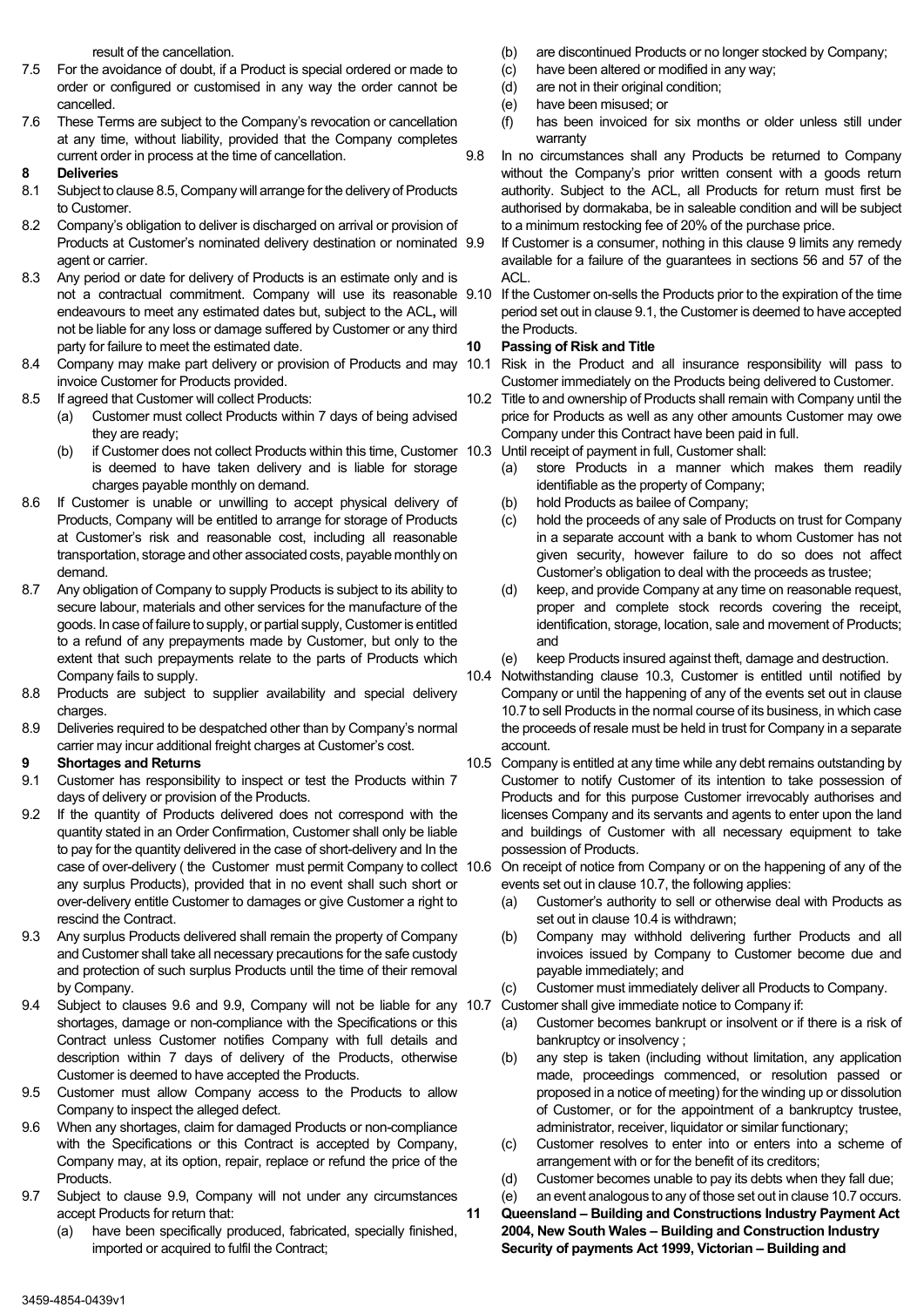result of the cancellation.

7.5 For the avoidance of doubt, if a Product is special ordered or made to order or configured or customised in any way the order cannot be cancelled.

7.6 These Terms are subject to the Company's revocation or cancellation at any time, without liability, provided that the Company completes current order in process at the time of cancellation.

**8 Deliveries**

8.1 Subject to clause 8.5, Company will arrange for the delivery of Products to Customer.

8.2 Company's obligation to deliver is discharged on arrival or provision of Products at Customer's nominated delivery destination or nominated agent or carrier.

8.3 Any period or date for delivery of Products is an estimate only and is not a contractual commitment. Company will use its reasonable endeavours to meet any estimated dates but, subject to the ACL, will not be liable for any loss or damage suffered by Customer or any third party for failure to meet the estimated date.

8.4 Company may make part delivery or provision of Products and may invoice Customer for Products provided.

8.5 If agreed that Customer will collect Products:

(a) Customer must collect Products within 7 days of being advised they are ready;

(b) if Customer does not collect Products within this time, Customer is deemed to have taken delivery and is liable for storage charges payable monthly on demand.

8.6 If Customer is unable or unwilling to accept physical delivery of Products, Company will be entitled to arrange for storage of Products at Customer's risk and reasonable cost, including all reasonable transportation, storage and other associated costs, payable monthly on demand.

8.7 Any obligation of Company to supply Products is subject to its ability to secure labour, materials and other services for the manufacture of the goods. In case of failure to supply, or partial supply, Customer is entitled to a refund of any prepayments made by Customer, but only to the extent that such prepayments relate to the parts of Products which Company fails to supply.

8.8 Products are subject to supplier availability and special delivery charges.

8.9 Deliveries required to be despatched other than by Company's normal carrier may incur additional freight charges at Customer's cost.

**9 Shortages and Returns**

9.1 Customer has responsibility to inspect or test the Products within 7 days of delivery or provision of the Products.

9.2 If the quantity of Products delivered does not correspond with the quantity stated in an Order Confirmation, Customer shall only be liable to pay for the quantity delivered in the case of short-delivery and In the case of over-delivery ( the Customer must permit Company to collect any surplus Products), provided that in no event shall such short or over-delivery entitle Customer to damages or give Customer a right to rescind the Contract.

9.3 Any surplus Products delivered shall remain the property of Company and Customer shall take all necessary precautions for the safe custody and protection of such surplus Products until the time of their removal by Company.

9.4 Subject to clauses 9.6 and 9.9, Company will not be liable for any shortages, damage or non-compliance with the Specifications or this Contract unless Customer notifies Company with full details and description within 7 days of delivery of the Products, otherwise Customer is deemed to have accepted the Products.

9.5 Customer must allow Company access to the Products to allow Company to inspect the alleged defect.

9.6 When any shortages, claim for damaged Products or non-compliance with the Specifications or this Contract is accepted by Company, Company may, at its option, repair, replace or refund the price of the Products.

9.7 Subject to clause 9.9, Company will not under any circumstances accept Products for return that:

(a) have been specifically produced, fabricated, specially finished, imported or acquired to fulfil the Contract;

(b) are discontinued Products or no longer stocked by Company;

(c) have been altered or modified in any way;

(d) are not in their original condition;

(e) have been misused; or

(f) has been invoiced for six months or older unless still under warranty

9.8 In no circumstances shall any Products be returned to Company without the Company's prior written consent with a goods return authority. Subject to the ACL, all Products for return must first be authorised by dormakaba, be in saleable condition and will be subject to a minimum restocking fee of 20% of the purchase price.

9.9 If Customer is a consumer, nothing in this clause 9 limits any remedy available for a failure of the guarantees in sections 56 and 57 of the ACL.

9.10 If the Customer on-sells the Products prior to the expiration of the time period set out in clause 9.1, the Customer is deemed to have accepted the Products.

**10 Passing of Risk and Title**

10.1 Risk in the Product and all insurance responsibility will pass to Customer immediately on the Products being delivered to Customer.

10.2 Title to and ownership of Products shall remain with Company until the price for Products as well as any other amounts Customer may owe Company under this Contract have been paid in full.

10.3 Until receipt of payment in full, Customer shall:

(a) store Products in a manner which makes them readily identifiable as the property of Company;

(b) hold Products as bailee of Company;

(c) hold the proceeds of any sale of Products on trust for Company in a separate account with a bank to whom Customer has not given security, however failure to do so does not affect Customer's obligation to deal with the proceeds as trustee;

(d) keep, and provide Company at any time on reasonable request, proper and complete stock records covering the receipt, identification, storage, location, sale and movement of Products; and

(e) keep Products insured against theft, damage and destruction.

10.4 Notwithstanding clause 10.3, Customer is entitled until notified by Company or until the happening of any of the events set out in clause 10.7 to sell Products in the normal course of its business, in which case the proceeds of resale must be held in trust for Company in a separate account.

10.5 Company is entitled at any time while any debt remains outstanding by Customer to notify Customer of its intention to take possession of Products and for this purpose Customer irrevocably authorises and licenses Company and its servants and agents to enter upon the land and buildings of Customer with all necessary equipment to take possession of Products.

10.6 On receipt of notice from Company or on the happening of any of the events set out in clause 10.7, the following applies:

(a) Customer's authority to sell or otherwise deal with Products as set out in clause 10.4 is withdrawn;

(b) Company may withhold delivering further Products and all invoices issued by Company to Customer become due and payable immediately; and

(c) Customer must immediately deliver all Products to Company.

10.7 Customer shall give immediate notice to Company if:

(a) Customer becomes bankrupt or insolvent or if there is a risk of bankruptcy or insolvency ;

(b) any step is taken (including without limitation, any application made, proceedings commenced, or resolution passed or proposed in a notice of meeting) for the winding up or dissolution of Customer, or for the appointment of a bankruptcy trustee, administrator, receiver, liquidator or similar functionary;

(c) Customer resolves to enter into or enters into a scheme of arrangement with or for the benefit of its creditors;

(d) Customer becomes unable to pay its debts when they fall due;

(e) an event analogous to any of those set out in clause 10.7 occurs.

**11 Queensland – Building and Constructions Industry Payment Act 2004, New South Wales – Building and Construction Industry Security of payments Act 1999, Victorian – Building and**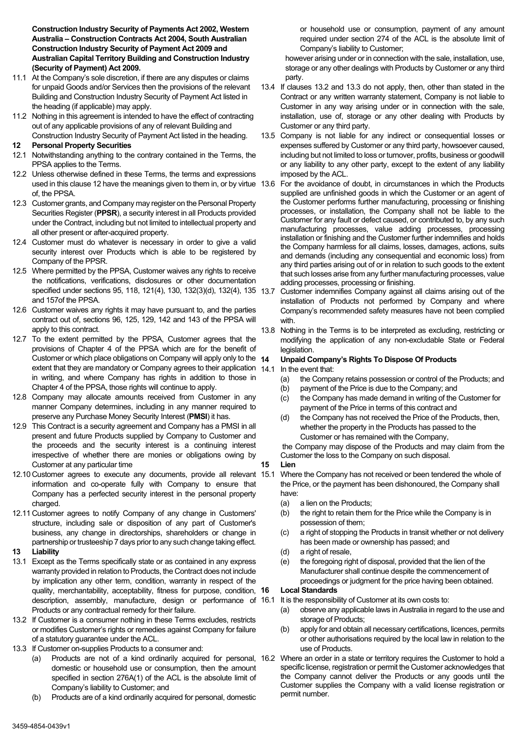**Construction Industry Security of Payments Act 2002, Western Australia – Construction Contracts Act 2004, South Australian Construction Industry Security of Payment Act 2009 and Australian Capital Territory Building and Construction Industry (Security of Payment) Act 2009.**

11.1 At the Company's sole discretion, if there are any disputes or claims for unpaid Goods and/or Services then the provisions of the relevant Building and Construction Industry Security of Payment Act listed in the heading (if applicable) may apply.

11.2 Nothing in this agreement is intended to have the effect of contracting out of any applicable provisions of any of relevant Building and Construction Industry Security of Payment Act listed in the heading.

**12 Personal Property Securities**

12.1 Notwithstanding anything to the contrary contained in the Terms, the PPSA applies to the Terms.

12.2 Unless otherwise defined in these Terms, the terms and expressions used in this clause 12 have the meanings given to them in, or by virtue of, the PPSA.

12.3 Customer grants, and Company may register on the Personal Property Securities Register (**PPSR**), a security interest in all Products provided under the Contract, including but not limited to intellectual property and all other present or after-acquired property.

12.4 Customer must do whatever is necessary in order to give a valid security interest over Products which is able to be registered by Company of the PPSR.

12.5 Where permitted by the PPSA, Customer waives any rights to receive the notifications, verifications, disclosures or other documentation specified under sections 95, 118, 121(4), 130, 132(3)(d), 132(4), 135 and 157of the PPSA.

12.6 Customer waives any rights it may have pursuant to, and the parties contract out of, sections 96, 125, 129, 142 and 143 of the PPSA will apply to this contract.

12.7 To the extent permitted by the PPSA, Customer agrees that the provisions of Chapter 4 of the PPSA which are for the benefit of Customer or which place obligations on Company will apply only to the extent that they are mandatory or Company agrees to their application in writing, and where Company has rights in addition to those in Chapter 4 of the PPSA, those rights will continue to apply.

12.8 Company may allocate amounts received from Customer in any manner Company determines, including in any manner required to preserve any Purchase Money Security Interest (**PMSI**) it has.

12.9 This Contract is a security agreement and Company has a PMSI in all present and future Products supplied by Company to Customer and the proceeds and the security interest is a continuing interest irrespective of whether there are monies or obligations owing by Customer at any particular time

12.10 Customer agrees to execute any documents, provide all relevant information and co-operate fully with Company to ensure that Company has a perfected security interest in the personal property charged.

12.11 Customer agrees to notify Company of any change in Customers' structure, including sale or disposition of any part of Customer's business, any change in directorships, shareholders or change in partnership or trusteeship 7 days prior to any such change taking effect.

**13 Liability**

13.1 Except as the Terms specifically state or as contained in any express warranty provided in relation to Products, the Contract does not include by implication any other term, condition, warranty in respect of the quality, merchantability, acceptability, fitness for purpose, condition, description, assembly, manufacture, design or performance of Products or any contractual remedy for their failure.

13.2 If Customer is a consumer nothing in these Terms excludes, restricts or modifies Customer's rights or remedies against Company for failure of a statutory guarantee under the ACL.

13.3 If Customer on-supplies Products to a consumer and:

(a) Products are not of a kind ordinarily acquired for personal, domestic or household use or consumption, then the amount specified in section 276A(1) of the ACL is the absolute limit of Company's liability to Customer; and

(b) Products are of a kind ordinarily acquired for personal, domestic or household use or consumption, payment of any amount required under section 274 of the ACL is the absolute limit of Company's liability to Customer;

however arising under or in connection with the sale, installation, use, storage or any other dealings with Products by Customer or any third party.

13.4 If clauses 13.2 and 13.3 do not apply, then, other than stated in the Contract or any written warranty statement, Company is not liable to Customer in any way arising under or in connection with the sale, installation, use of, storage or any other dealing with Products by Customer or any third party.

13.5 Company is not liable for any indirect or consequential losses or expenses suffered by Customer or any third party, howsoever caused, including but not limited to loss or turnover, profits, business or goodwill or any liability to any other party, except to the extent of any liability imposed by the ACL.

13.6 For the avoidance of doubt, in circumstances in which the Products supplied are unfinished goods in which the Customer or an agent of the Customer performs further manufacturing, processing or finishing processes, or installation, the Company shall not be liable to the Customer for any fault or defect caused, or contributed to, by any such manufacturing processes, value adding processes, processing installation or finishing and the Customer further indemnifies and holds the Company harmless for all claims, losses, damages, actions, suits and demands (including any consequential and economic loss) from any third parties arising out of or in relation to such goods to the extent that such losses arise from any further manufacturing processes, value adding processes, processing or finishing.

13.7 Customer indemnifies Company against all claims arising out of the installation of Products not performed by Company and where Company's recommended safety measures have not been complied with.

13.8 Nothing in the Terms is to be interpreted as excluding, restricting or modifying the application of any non-excludable State or Federal legislation.

**14 Unpaid Company's Rights To Dispose Of Products**

14.1 In the event that:

(a) the Company retains possession or control of the Products; and
(b) payment of the Price is due to the Company; and
(c) the Company has made demand in writing of the Customer for payment of the Price in terms of this contract and
(d) the Company has not received the Price of the Products, then, whether the property in the Products has passed to the Customer or has remained with the Company,

the Company may dispose of the Products and may claim from the Customer the loss to the Company on such disposal.

**15 Lien**

15.1 Where the Company has not received or been tendered the whole of the Price, or the payment has been dishonoured, the Company shall have:

(a) a lien on the Products;
(b) the right to retain them for the Price while the Company is in possession of them;
(c) a right of stopping the Products in transit whether or not delivery has been made or ownership has passed; and
(d) a right of resale,
(e) the foregoing right of disposal, provided that the lien of the Manufacturer shall continue despite the commencement of proceedings or judgment for the price having been obtained.

**16 Local Standards**

16.1 It is the responsibility of Customer at its own costs to:

(a) observe any applicable laws in Australia in regard to the use and storage of Products;
(b) apply for and obtain all necessary certifications, licences, permits or other authorisations required by the local law in relation to the use of Products.

16.2 Where an order in a state or territory requires the Customer to hold a specific license, registration or permit the Customer acknowledges that the Company cannot deliver the Products or any goods until the Customer supplies the Company with a valid license registration or permit number.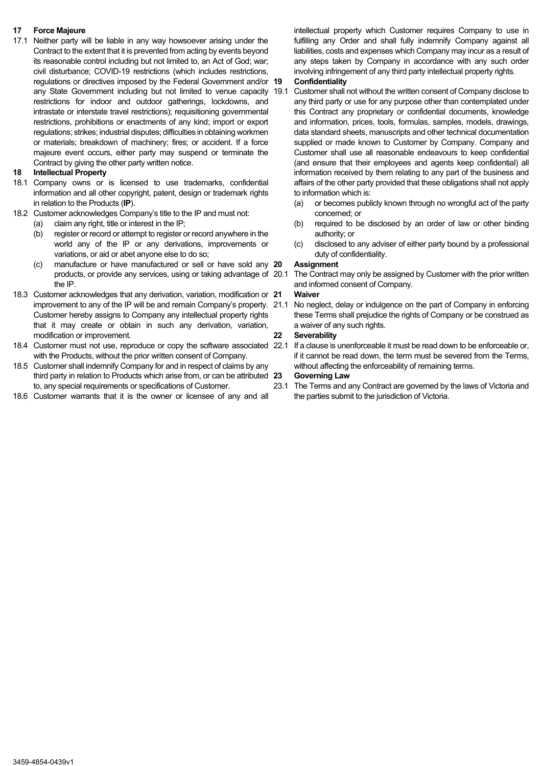## 17 Force Majeure

17.1 Neither party will be liable in any way howsoever arising under the Contract to the extent that it is prevented from acting by events beyond its reasonable control including but not limited to, an Act of God; war; civil disturbance; COVID-19 restrictions (which includes restrictions, regulations or directives imposed by the Federal Government and/or any State Government including but not limited to venue capacity restrictions for indoor and outdoor gatherings, lockdowns, and intrastate or interstate travel restrictions); requisitioning governmental restrictions, prohibitions or enactments of any kind; import or export regulations; strikes; industrial disputes; difficulties in obtaining workmen or materials; breakdown of machinery; fires; or accident. If a force majeure event occurs, either party may suspend or terminate the Contract by giving the other party written notice.

## 18 Intellectual Property

18.1 Company owns or is licensed to use trademarks, confidential information and all other copyright, patent, design or trademark rights in relation to the Products (**IP**).

18.2 Customer acknowledges Company's title to the IP and must not:

- (a) claim any right, title or interest in the IP;
- (b) register or record or attempt to register or record anywhere in the world any of the IP or any derivations, improvements or variations, or aid or abet anyone else to do so;
- (c) manufacture or have manufactured or sell or have sold any products, or provide any services, using or taking advantage of the IP.

18.3 Customer acknowledges that any derivation, variation, modification or improvement to any of the IP will be and remain Company's property. Customer hereby assigns to Company any intellectual property rights that it may create or obtain in such any derivation, variation, modification or improvement.

18.4 Customer must not use, reproduce or copy the software associated with the Products, without the prior written consent of Company.

18.5 Customer shall indemnify Company for and in respect of claims by any third party in relation to Products which arise from, or can be attributed to, any special requirements or specifications of Customer.

18.6 Customer warrants that it is the owner or licensee of any and all intellectual property which Customer requires Company to use in fulfilling any Order and shall fully indemnify Company against all liabilities, costs and expenses which Company may incur as a result of any steps taken by Company in accordance with any such order involving infringement of any third party intellectual property rights.

## 19 Confidentiality

19.1 Customer shall not without the written consent of Company disclose to any third party or use for any purpose other than contemplated under this Contract any proprietary or confidential documents, knowledge and information, prices, tools, formulas, samples, models, drawings, data standard sheets, manuscripts and other technical documentation supplied or made known to Customer by Company. Company and Customer shall use all reasonable endeavours to keep confidential (and ensure that their employees and agents keep confidential) all information received by them relating to any part of the business and affairs of the other party provided that these obligations shall not apply to information which is:

- (a) or becomes publicly known through no wrongful act of the party concerned; or
- (b) required to be disclosed by an order of law or other binding authority; or
- (c) disclosed to any adviser of either party bound by a professional duty of confidentiality.

## 20 Assignment

20.1 The Contract may only be assigned by Customer with the prior written and informed consent of Company.

## 21 Waiver

21.1 No neglect, delay or indulgence on the part of Company in enforcing these Terms shall prejudice the rights of Company or be construed as a waiver of any such rights.

## 22 Severability

22.1 If a clause is unenforceable it must be read down to be enforceable or, if it cannot be read down, the term must be severed from the Terms, without affecting the enforceability of remaining terms.

## 23 Governing Law

23.1 The Terms and any Contract are governed by the laws of Victoria and the parties submit to the jurisdiction of Victoria.

3459-4854-0439v1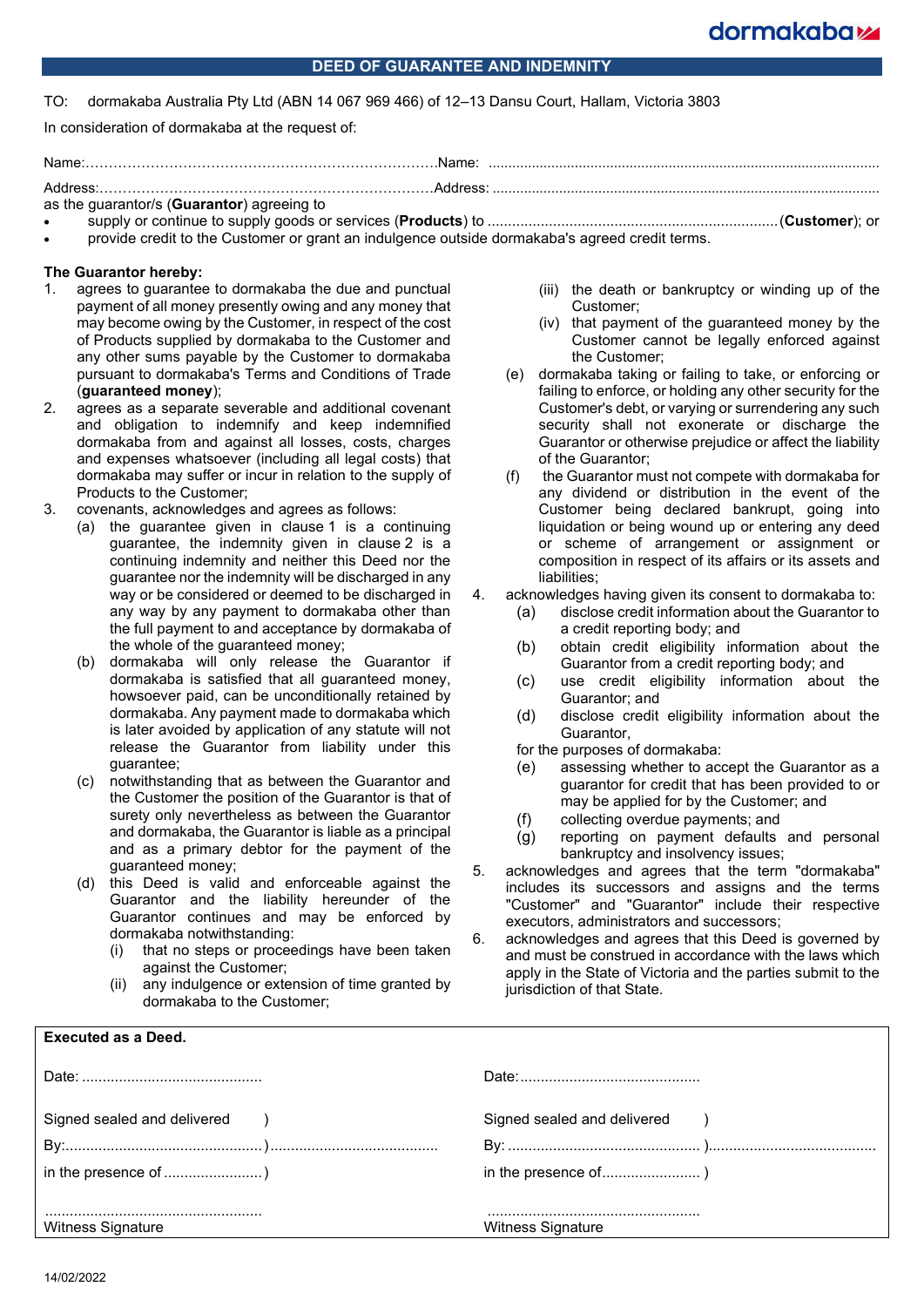# DEED OF GUARANTEE AND INDEMNITY

TO: dormakaba Australia Pty Ltd (ABN 14 067 969 466) of 12–13 Dansu Court, Hallam, Victoria 3803

In consideration of dormakaba at the request of:

Name:…………………………………………………………………….Name: ....................................................................................................

Address:………………………………………………………………….Address: ..................................................................................................

as the guarantor/s (**Guarantor**) agreeing to

- supply or continue to supply goods or services (**Products**) to ......................................................................(**Customer**); or
- provide credit to the Customer or grant an indulgence outside dormakaba's agreed credit terms.

**The Guarantor hereby:**

1. agrees to guarantee to dormakaba the due and punctual payment of all money presently owing and any money that may become owing by the Customer, in respect of the cost of Products supplied by dormakaba to the Customer and any other sums payable by the Customer to dormakaba pursuant to dormakaba's Terms and Conditions of Trade (**guaranteed money**);
2. agrees as a separate severable and additional covenant and obligation to indemnify and keep indemnified dormakaba from and against all losses, costs, charges and expenses whatsoever (including all legal costs) that dormakaba may suffer or incur in relation to the supply of Products to the Customer;
3. covenants, acknowledges and agrees as follows:
   - (a) the guarantee given in clause 1 is a continuing guarantee, the indemnity given in clause 2 is a continuing indemnity and neither this Deed nor the guarantee nor the indemnity will be discharged in any way or be considered or deemed to be discharged in any way by any payment to dormakaba other than the full payment to and acceptance by dormakaba of the whole of the guaranteed money;
   - (b) dormakaba will only release the Guarantor if dormakaba is satisfied that all guaranteed money, howsoever paid, can be unconditionally retained by dormakaba. Any payment made to dormakaba which is later avoided by application of any statute will not release the Guarantor from liability under this guarantee;
   - (c) notwithstanding that as between the Guarantor and the Customer the position of the Guarantor is that of surety only nevertheless as between the Guarantor and dormakaba, the Guarantor is liable as a principal and as a primary debtor for the payment of the guaranteed money;
   - (d) this Deed is valid and enforceable against the Guarantor and the liability hereunder of the Guarantor continues and may be enforced by dormakaba notwithstanding:
     - (i) that no steps or proceedings have been taken against the Customer;
     - (ii) any indulgence or extension of time granted by dormakaba to the Customer;
     - (iii) the death or bankruptcy or winding up of the Customer;
     - (iv) that payment of the guaranteed money by the Customer cannot be legally enforced against the Customer;
   - (e) dormakaba taking or failing to take, or enforcing or failing to enforce, or holding any other security for the Customer's debt, or varying or surrendering any such security shall not exonerate or discharge the Guarantor or otherwise prejudice or affect the liability of the Guarantor;
   - (f) the Guarantor must not compete with dormakaba for any dividend or distribution in the event of the Customer being declared bankrupt, going into liquidation or being wound up or entering any deed or scheme of arrangement or assignment or composition in respect of its affairs or its assets and liabilities;
4. acknowledges having given its consent to dormakaba to:
   - (a) disclose credit information about the Guarantor to a credit reporting body; and
   - (b) obtain credit eligibility information about the Guarantor from a credit reporting body; and
   - (c) use credit eligibility information about the Guarantor; and
   - (d) disclose credit eligibility information about the Guarantor,

   for the purposes of dormakaba:

   - (e) assessing whether to accept the Guarantor as a guarantor for credit that has been provided to or may be applied for by the Customer; and
   - (f) collecting overdue payments; and
   - (g) reporting on payment defaults and personal bankruptcy and insolvency issues;
5. acknowledges and agrees that the term "dormakaba" includes its successors and assigns and the terms "Customer" and "Guarantor" include their respective executors, administrators and successors;
6. acknowledges and agrees that this Deed is governed by and must be construed in accordance with the laws which apply in the State of Victoria and the parties submit to the jurisdiction of that State.

**Executed as a Deed.**

| | |
|---|---|
| Date: ............................................ | Date:............................................ |
| Signed sealed and delivered ) | Signed sealed and delivered ) |
| By:................................................)......................................... | By: ..............................................)......................................... |
| in the presence of ........................) | in the presence of........................ ) |
| .................................................... Witness Signature | .................................................... Witness Signature |

14/02/2022